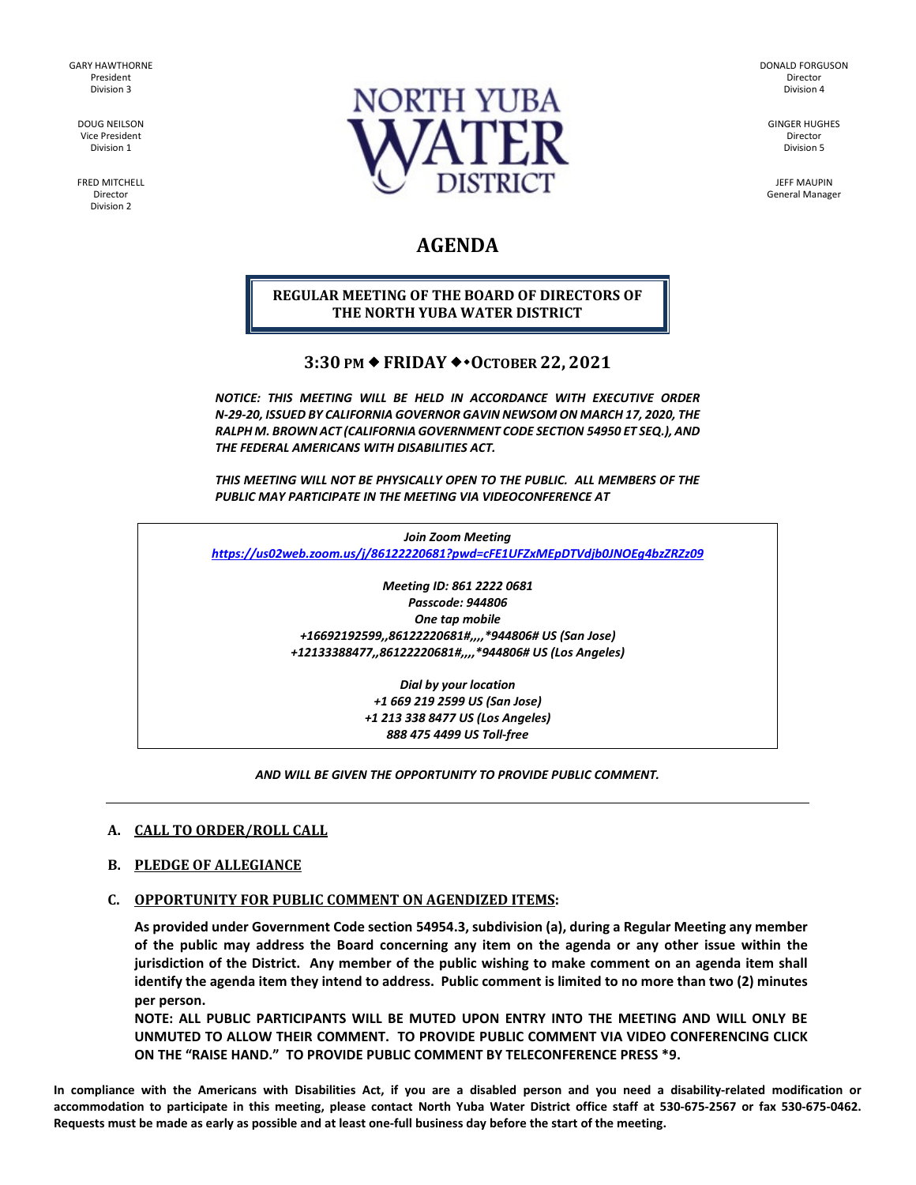GARY HAWTHORNE
President
Division 3

DOUG NEILSON
Vice President
Division 1

FRED MITCHELL
Director
Division 2

NORTH YUBA WATER DISTRICT

DONALD FORGUSON
Director
Division 4

GINGER HUGHES
Director
Division 5

JEFF MAUPIN
General Manager

# AGENDA

## REGULAR MEETING OF THE BOARD OF DIRECTORS OF THE NORTH YUBA WATER DISTRICT

### 3:30 PM ◆ FRIDAY ◆ OCTOBER 22, 2021

***NOTICE: THIS MEETING WILL BE HELD IN ACCORDANCE WITH EXECUTIVE ORDER N-29-20, ISSUED BY CALIFORNIA GOVERNOR GAVIN NEWSOM ON MARCH 17, 2020, THE RALPH M. BROWN ACT (CALIFORNIA GOVERNMENT CODE SECTION 54950 ET SEQ.), AND THE FEDERAL AMERICANS WITH DISABILITIES ACT.***

***THIS MEETING WILL NOT BE PHYSICALLY OPEN TO THE PUBLIC. ALL MEMBERS OF THE PUBLIC MAY PARTICIPATE IN THE MEETING VIA VIDEOCONFERENCE AT***

***Join Zoom Meeting***
***https://us02web.zoom.us/j/86122220681?pwd=cFE1UFZxMEpDTVdjb0JNOEg4bzZRZz09***

***Meeting ID: 861 2222 0681***
***Passcode: 944806***
***One tap mobile***
***+16692192599,,86122220681#,,,,*944806# US (San Jose)***
***+12133388477,,86122220681#,,,,*944806# US (Los Angeles)***

***Dial by your location***
***+1 669 219 2599 US (San Jose)***
***+1 213 338 8477 US (Los Angeles)***
***888 475 4499 US Toll-free***

***AND WILL BE GIVEN THE OPPORTUNITY TO PROVIDE PUBLIC COMMENT.***

---

**A. CALL TO ORDER/ROLL CALL**

**B. PLEDGE OF ALLEGIANCE**

**C. OPPORTUNITY FOR PUBLIC COMMENT ON AGENDIZED ITEMS:**

**As provided under Government Code section 54954.3, subdivision (a), during a Regular Meeting any member of the public may address the Board concerning any item on the agenda or any other issue within the jurisdiction of the District. Any member of the public wishing to make comment on an agenda item shall identify the agenda item they intend to address. Public comment is limited to no more than two (2) minutes per person.**

**NOTE: ALL PUBLIC PARTICIPANTS WILL BE MUTED UPON ENTRY INTO THE MEETING AND WILL ONLY BE UNMUTED TO ALLOW THEIR COMMENT. TO PROVIDE PUBLIC COMMENT VIA VIDEO CONFERENCING CLICK ON THE "RAISE HAND." TO PROVIDE PUBLIC COMMENT BY TELECONFERENCE PRESS *9.**

**In compliance with the Americans with Disabilities Act, if you are a disabled person and you need a disability-related modification or accommodation to participate in this meeting, please contact North Yuba Water District office staff at 530-675-2567 or fax 530-675-0462. Requests must be made as early as possible and at least one-full business day before the start of the meeting.**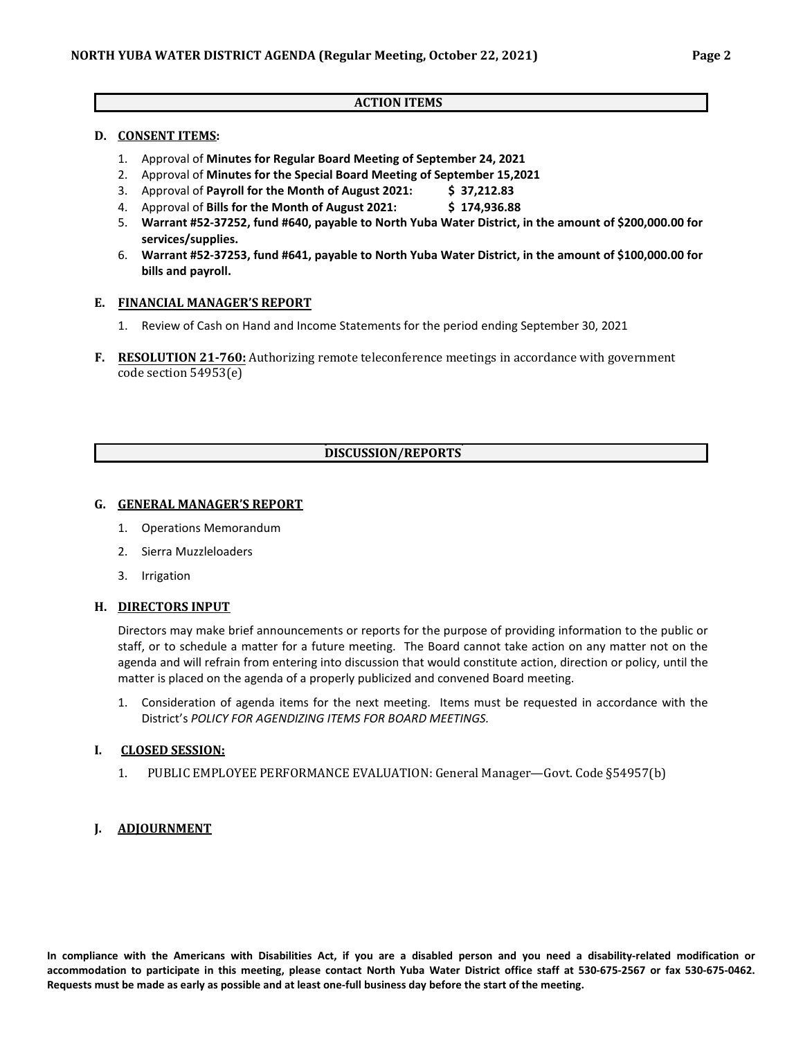## ACTION ITEMS

**D. CONSENT ITEMS:**

1. Approval of **Minutes for Regular Board Meeting of September 24, 2021**
2. Approval of **Minutes for the Special Board Meeting of September 15,2021**
3. Approval of **Payroll for the Month of August 2021: $ 37,212.83**
4. Approval of **Bills for the Month of August 2021: $ 174,936.88**
5. **Warrant #52-37252, fund #640, payable to North Yuba Water District, in the amount of $200,000.00 for services/supplies.**
6. **Warrant #52-37253, fund #641, payable to North Yuba Water District, in the amount of $100,000.00 for bills and payroll.**

**E. FINANCIAL MANAGER'S REPORT**

1. Review of Cash on Hand and Income Statements for the period ending September 30, 2021

**F. RESOLUTION 21-760:** Authorizing remote teleconference meetings in accordance with government code section 54953(e)

## DISCUSSION/REPORTS

**G. GENERAL MANAGER'S REPORT**

1. Operations Memorandum
2. Sierra Muzzleloaders
3. Irrigation

**H. DIRECTORS INPUT**

Directors may make brief announcements or reports for the purpose of providing information to the public or staff, or to schedule a matter for a future meeting. The Board cannot take action on any matter not on the agenda and will refrain from entering into discussion that would constitute action, direction or policy, until the matter is placed on the agenda of a properly publicized and convened Board meeting.

1. Consideration of agenda items for the next meeting. Items must be requested in accordance with the District's *POLICY FOR AGENDIZING ITEMS FOR BOARD MEETINGS.*

**I. CLOSED SESSION:**

1. PUBLIC EMPLOYEE PERFORMANCE EVALUATION: General Manager—Govt. Code §54957(b)

**J. ADJOURNMENT**

**In compliance with the Americans with Disabilities Act, if you are a disabled person and you need a disability-related modification or accommodation to participate in this meeting, please contact North Yuba Water District office staff at 530-675-2567 or fax 530-675-0462. Requests must be made as early as possible and at least one-full business day before the start of the meeting.**